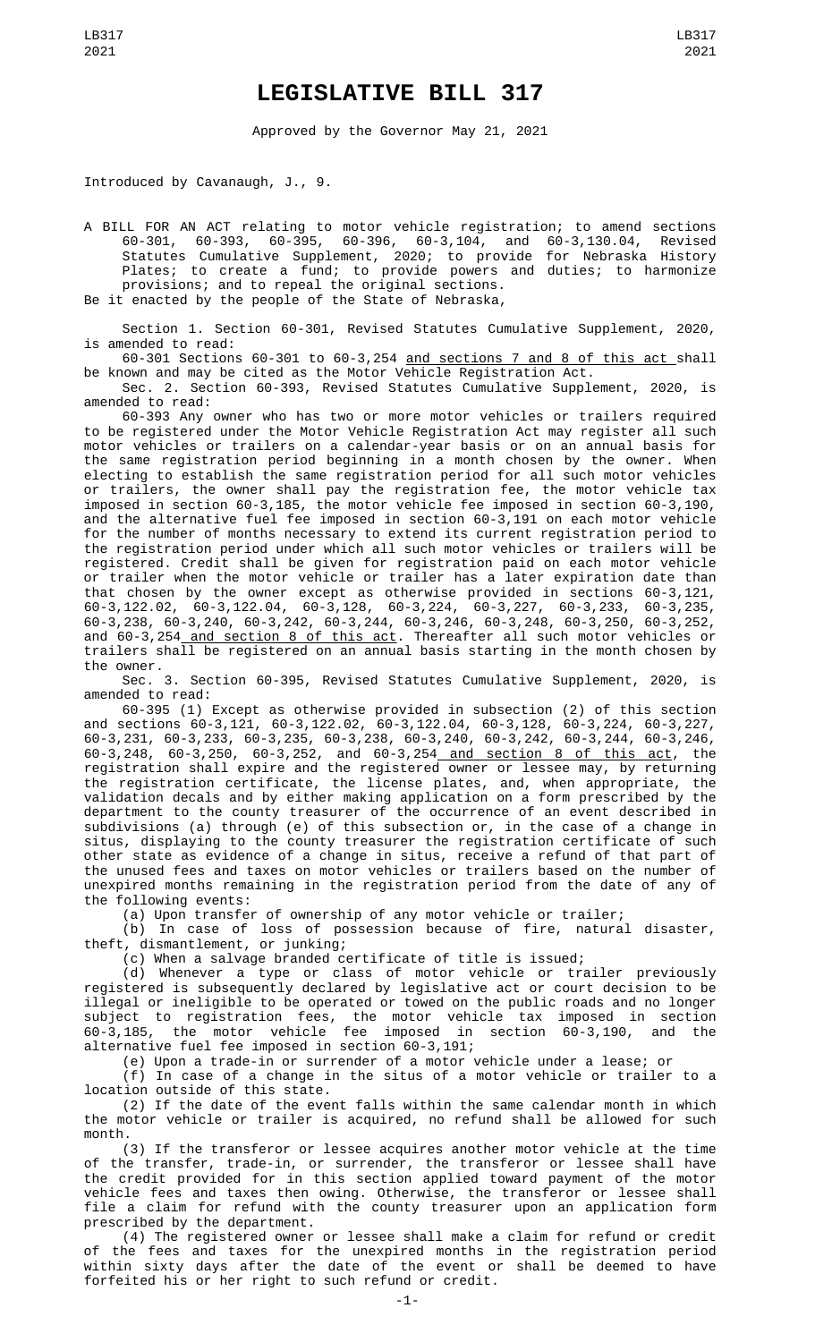# LEGISLATIVE BILL 317

Approved by the Governor May 21, 2021

Introduced by Cavanaugh, J., 9.

A BILL FOR AN ACT relating to motor vehicle registration; to amend sections 60-301, 60-393, 60-395, 60-396, 60-3,104, and 60-3,130.04, Revised Statutes Cumulative Supplement, 2020; to provide for Nebraska History Plates; to create a fund; to provide powers and duties; to harmonize provisions; and to repeal the original sections.

Be it enacted by the people of the State of Nebraska,

Section 1. Section 60-301, Revised Statutes Cumulative Supplement, 2020, is amended to read:

60-301 Sections 60-301 to 60-3,254 and sections 7 and 8 of this act shall be known and may be cited as the Motor Vehicle Registration Act.

Sec. 2. Section 60-393, Revised Statutes Cumulative Supplement, 2020, is amended to read:

60-393 Any owner who has two or more motor vehicles or trailers required to be registered under the Motor Vehicle Registration Act may register all such motor vehicles or trailers on a calendar-year basis or on an annual basis for the same registration period beginning in a month chosen by the owner. When electing to establish the same registration period for all such motor vehicles or trailers, the owner shall pay the registration fee, the motor vehicle tax imposed in section 60-3,185, the motor vehicle fee imposed in section 60-3,190, and the alternative fuel fee imposed in section 60-3,191 on each motor vehicle for the number of months necessary to extend its current registration period to the registration period under which all such motor vehicles or trailers will be registered. Credit shall be given for registration paid on each motor vehicle or trailer when the motor vehicle or trailer has a later expiration date than that chosen by the owner except as otherwise provided in sections 60-3,121, 60-3,122.02, 60-3,122.04, 60-3,128, 60-3,224, 60-3,227, 60-3,233, 60-3,235, 60-3,238, 60-3,240, 60-3,242, 60-3,244, 60-3,246, 60-3,248, 60-3,250, 60-3,252, and 60-3,254 and section 8 of this act. Thereafter all such motor vehicles or trailers shall be registered on an annual basis starting in the month chosen by the owner.

Sec. 3. Section 60-395, Revised Statutes Cumulative Supplement, 2020, is amended to read:

60-395 (1) Except as otherwise provided in subsection (2) of this section and sections 60-3,121, 60-3,122.02, 60-3,122.04, 60-3,128, 60-3,224, 60-3,227, 60-3,231, 60-3,233, 60-3,235, 60-3,238, 60-3,240, 60-3,242, 60-3,244, 60-3,246, 60-3,248, 60-3,250, 60-3,252, and 60-3,254 and section 8 of this act, the registration shall expire and the registered owner or lessee may, by returning the registration certificate, the license plates, and, when appropriate, the validation decals and by either making application on a form prescribed by the department to the county treasurer of the occurrence of an event described in subdivisions (a) through (e) of this subsection or, in the case of a change in situs, displaying to the county treasurer the registration certificate of such other state as evidence of a change in situs, receive a refund of that part of the unused fees and taxes on motor vehicles or trailers based on the number of unexpired months remaining in the registration period from the date of any of the following events:

(a) Upon transfer of ownership of any motor vehicle or trailer;

(b) In case of loss of possession because of fire, natural disaster, theft, dismantlement, or junking;

(c) When a salvage branded certificate of title is issued;

(d) Whenever a type or class of motor vehicle or trailer previously registered is subsequently declared by legislative act or court decision to be illegal or ineligible to be operated or towed on the public roads and no longer subject to registration fees, the motor vehicle tax imposed in section 60-3,185, the motor vehicle fee imposed in section 60-3,190, and the alternative fuel fee imposed in section 60-3,191;

(e) Upon a trade-in or surrender of a motor vehicle under a lease; or

(f) In case of a change in the situs of a motor vehicle or trailer to a location outside of this state.

(2) If the date of the event falls within the same calendar month in which the motor vehicle or trailer is acquired, no refund shall be allowed for such month.

(3) If the transferor or lessee acquires another motor vehicle at the time of the transfer, trade-in, or surrender, the transferor or lessee shall have the credit provided for in this section applied toward payment of the motor vehicle fees and taxes then owing. Otherwise, the transferor or lessee shall file a claim for refund with the county treasurer upon an application form prescribed by the department.

(4) The registered owner or lessee shall make a claim for refund or credit of the fees and taxes for the unexpired months in the registration period within sixty days after the date of the event or shall be deemed to have forfeited his or her right to such refund or credit.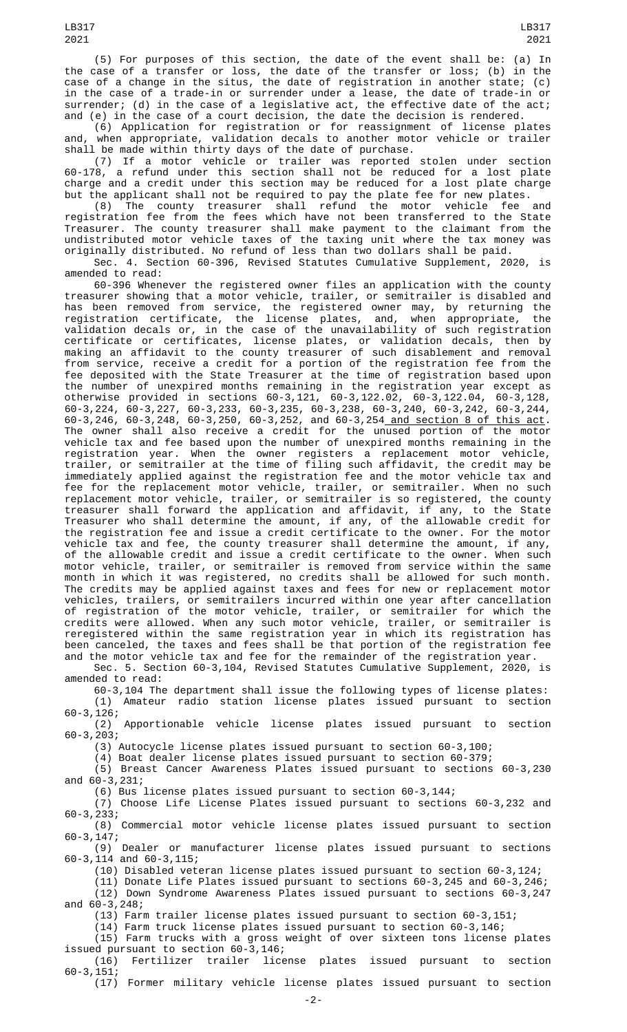(5) For purposes of this section, the date of the event shall be: (a) In the case of a transfer or loss, the date of the transfer or loss; (b) in the case of a change in the situs, the date of registration in another state; (c) in the case of a trade-in or surrender under a lease, the date of trade-in or surrender; (d) in the case of a legislative act, the effective date of the act; and (e) in the case of a court decision, the date the decision is rendered.

(6) Application for registration or for reassignment of license plates and, when appropriate, validation decals to another motor vehicle or trailer shall be made within thirty days of the date of purchase.

(7) If a motor vehicle or trailer was reported stolen under section 60-178, a refund under this section shall not be reduced for a lost plate charge and a credit under this section may be reduced for a lost plate charge but the applicant shall not be required to pay the plate fee for new plates.

(8) The county treasurer shall refund the motor vehicle fee and registration fee from the fees which have not been transferred to the State Treasurer. The county treasurer shall make payment to the claimant from the undistributed motor vehicle taxes of the taxing unit where the tax money was originally distributed. No refund of less than two dollars shall be paid.

Sec. 4. Section 60-396, Revised Statutes Cumulative Supplement, 2020, is amended to read:

60-396 Whenever the registered owner files an application with the county treasurer showing that a motor vehicle, trailer, or semitrailer is disabled and has been removed from service, the registered owner may, by returning the registration certificate, the license plates, and, when appropriate, the validation decals or, in the case of the unavailability of such registration certificate or certificates, license plates, or validation decals, then by making an affidavit to the county treasurer of such disablement and removal from service, receive a credit for a portion of the registration fee from the fee deposited with the State Treasurer at the time of registration based upon the number of unexpired months remaining in the registration year except as otherwise provided in sections 60-3,121, 60-3,122.02, 60-3,122.04, 60-3,128, 60-3,224, 60-3,227, 60-3,233, 60-3,235, 60-3,238, 60-3,240, 60-3,242, 60-3,244, 60-3,246, 60-3,248, 60-3,250, 60-3,252, and 60-3,254 and section 8 of this act. The owner shall also receive a credit for the unused portion of the motor vehicle tax and fee based upon the number of unexpired months remaining in the registration year. When the owner registers a replacement motor vehicle, trailer, or semitrailer at the time of filing such affidavit, the credit may be immediately applied against the registration fee and the motor vehicle tax and fee for the replacement motor vehicle, trailer, or semitrailer. When no such replacement motor vehicle, trailer, or semitrailer is so registered, the county treasurer shall forward the application and affidavit, if any, to the State Treasurer who shall determine the amount, if any, of the allowable credit for the registration fee and issue a credit certificate to the owner. For the motor vehicle tax and fee, the county treasurer shall determine the amount, if any, of the allowable credit and issue a credit certificate to the owner. When such motor vehicle, trailer, or semitrailer is removed from service within the same month in which it was registered, no credits shall be allowed for such month. The credits may be applied against taxes and fees for new or replacement motor vehicles, trailers, or semitrailers incurred within one year after cancellation of registration of the motor vehicle, trailer, or semitrailer for which the credits were allowed. When any such motor vehicle, trailer, or semitrailer is reregistered within the same registration year in which its registration has been canceled, the taxes and fees shall be that portion of the registration fee and the motor vehicle tax and fee for the remainder of the registration year.

Sec. 5. Section 60-3,104, Revised Statutes Cumulative Supplement, 2020, is amended to read:

60-3,104 The department shall issue the following types of license plates:

(1) Amateur radio station license plates issued pursuant to section 60-3,126;

(2) Apportionable vehicle license plates issued pursuant to section 60-3,203;

(3) Autocycle license plates issued pursuant to section 60-3,100;

(4) Boat dealer license plates issued pursuant to section 60-379;

(5) Breast Cancer Awareness Plates issued pursuant to sections 60-3,230 and 60-3,231;

(6) Bus license plates issued pursuant to section 60-3,144;

(7) Choose Life License Plates issued pursuant to sections 60-3,232 and 60-3,233;

(8) Commercial motor vehicle license plates issued pursuant to section 60-3,147;

(9) Dealer or manufacturer license plates issued pursuant to sections 60-3,114 and 60-3,115;

(10) Disabled veteran license plates issued pursuant to section 60-3,124;

(11) Donate Life Plates issued pursuant to sections 60-3,245 and 60-3,246;

(12) Down Syndrome Awareness Plates issued pursuant to sections 60-3,247 and 60-3,248;

(13) Farm trailer license plates issued pursuant to section 60-3,151;

(14) Farm truck license plates issued pursuant to section 60-3,146;

(15) Farm trucks with a gross weight of over sixteen tons license plates issued pursuant to section 60-3,146;

(16) Fertilizer trailer license plates issued pursuant to section 60-3,151;

(17) Former military vehicle license plates issued pursuant to section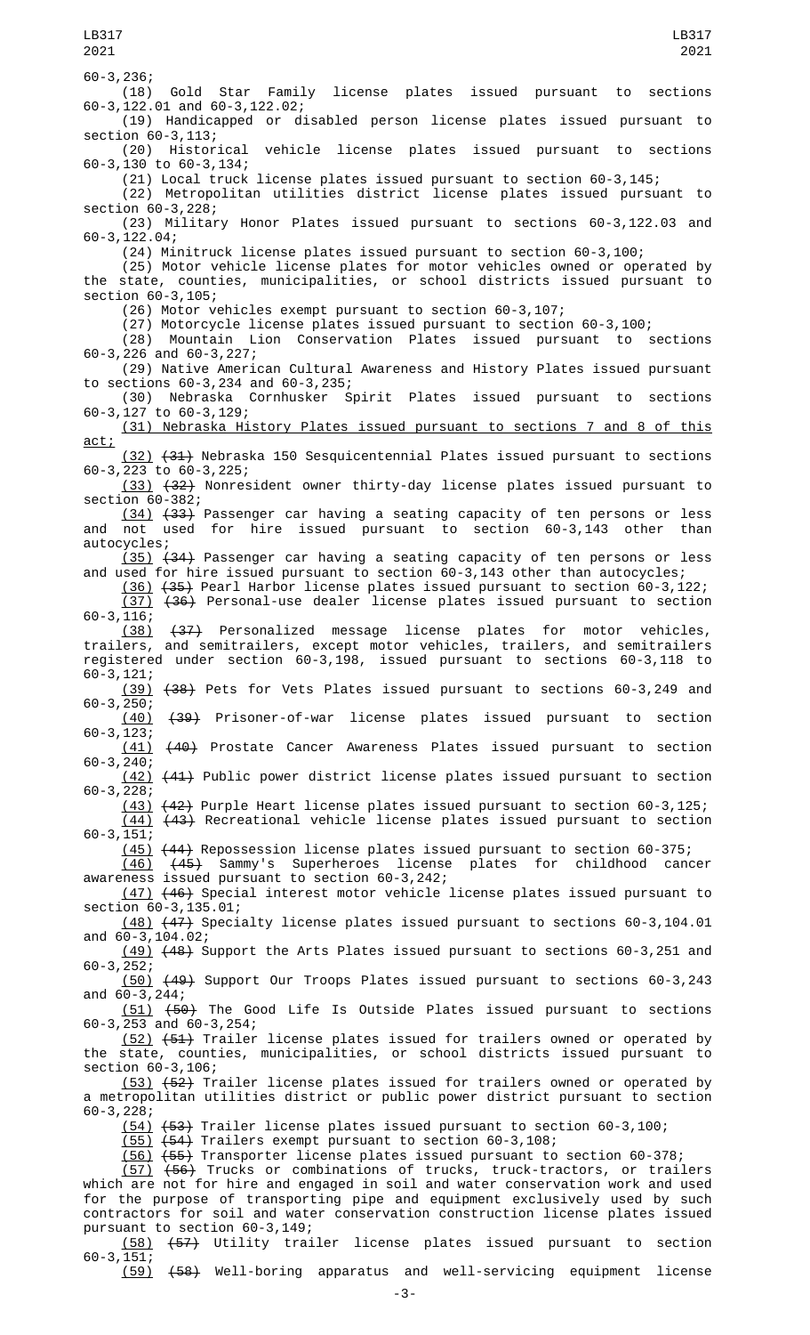60-3,236;

(18) Gold Star Family license plates issued pursuant to sections 60-3,122.01 and 60-3,122.02;

(19) Handicapped or disabled person license plates issued pursuant to section 60-3,113;

(20) Historical vehicle license plates issued pursuant to sections 60-3,130 to 60-3,134;

(21) Local truck license plates issued pursuant to section 60-3,145;

(22) Metropolitan utilities district license plates issued pursuant to section 60-3,228;

(23) Military Honor Plates issued pursuant to sections 60-3,122.03 and 60-3,122.04;

(24) Minitruck license plates issued pursuant to section 60-3,100;

(25) Motor vehicle license plates for motor vehicles owned or operated by the state, counties, municipalities, or school districts issued pursuant to section 60-3,105;

(26) Motor vehicles exempt pursuant to section 60-3,107;

(27) Motorcycle license plates issued pursuant to section 60-3,100;

(28) Mountain Lion Conservation Plates issued pursuant to sections 60-3,226 and 60-3,227;

(29) Native American Cultural Awareness and History Plates issued pursuant to sections 60-3,234 and 60-3,235;

(30) Nebraska Cornhusker Spirit Plates issued pursuant to sections 60-3,127 to 60-3,129;

(31) Nebraska History Plates issued pursuant to sections 7 and 8 of this act;

(32) ~~(31)~~ Nebraska 150 Sesquicentennial Plates issued pursuant to sections 60-3,223 to 60-3,225;

(33) ~~(32)~~ Nonresident owner thirty-day license plates issued pursuant to section 60-382;

(34) ~~(33)~~ Passenger car having a seating capacity of ten persons or less and not used for hire issued pursuant to section 60-3,143 other than autocycles;

(35) ~~(34)~~ Passenger car having a seating capacity of ten persons or less and used for hire issued pursuant to section 60-3,143 other than autocycles;

(36) ~~(35)~~ Pearl Harbor license plates issued pursuant to section 60-3,122;

(37) ~~(36)~~ Personal-use dealer license plates issued pursuant to section 60-3,116;

(38) ~~(37)~~ Personalized message license plates for motor vehicles, trailers, and semitrailers, except motor vehicles, trailers, and semitrailers registered under section 60-3,198, issued pursuant to sections 60-3,118 to 60-3,121;

(39) ~~(38)~~ Pets for Vets Plates issued pursuant to sections 60-3,249 and 60-3,250;

(40) ~~(39)~~ Prisoner-of-war license plates issued pursuant to section 60-3,123;

(41) ~~(40)~~ Prostate Cancer Awareness Plates issued pursuant to section 60-3,240;

(42) ~~(41)~~ Public power district license plates issued pursuant to section 60-3,228;

(43) ~~(42)~~ Purple Heart license plates issued pursuant to section 60-3,125;

(44) ~~(43)~~ Recreational vehicle license plates issued pursuant to section 60-3,151;

(45) ~~(44)~~ Repossession license plates issued pursuant to section 60-375;

(46) ~~(45)~~ Sammy's Superheroes license plates for childhood cancer awareness issued pursuant to section 60-3,242;

(47) ~~(46)~~ Special interest motor vehicle license plates issued pursuant to section 60-3,135.01;

(48) ~~(47)~~ Specialty license plates issued pursuant to sections 60-3,104.01 and 60-3,104.02;

(49) ~~(48)~~ Support the Arts Plates issued pursuant to sections 60-3,251 and 60-3,252;

(50) ~~(49)~~ Support Our Troops Plates issued pursuant to sections 60-3,243 and 60-3,244;

(51) ~~(50)~~ The Good Life Is Outside Plates issued pursuant to sections 60-3,253 and 60-3,254;

(52) ~~(51)~~ Trailer license plates issued for trailers owned or operated by the state, counties, municipalities, or school districts issued pursuant to section 60-3,106;

(53) ~~(52)~~ Trailer license plates issued for trailers owned or operated by a metropolitan utilities district or public power district pursuant to section 60-3,228;

(54) ~~(53)~~ Trailer license plates issued pursuant to section 60-3,100;

(55) ~~(54)~~ Trailers exempt pursuant to section 60-3,108;

(56) ~~(55)~~ Transporter license plates issued pursuant to section 60-378;

(57) ~~(56)~~ Trucks or combinations of trucks, truck-tractors, or trailers which are not for hire and engaged in soil and water conservation work and used for the purpose of transporting pipe and equipment exclusively used by such contractors for soil and water conservation construction license plates issued pursuant to section 60-3,149;

(58) ~~(57)~~ Utility trailer license plates issued pursuant to section 60-3,151;

(59) ~~(58)~~ Well-boring apparatus and well-servicing equipment license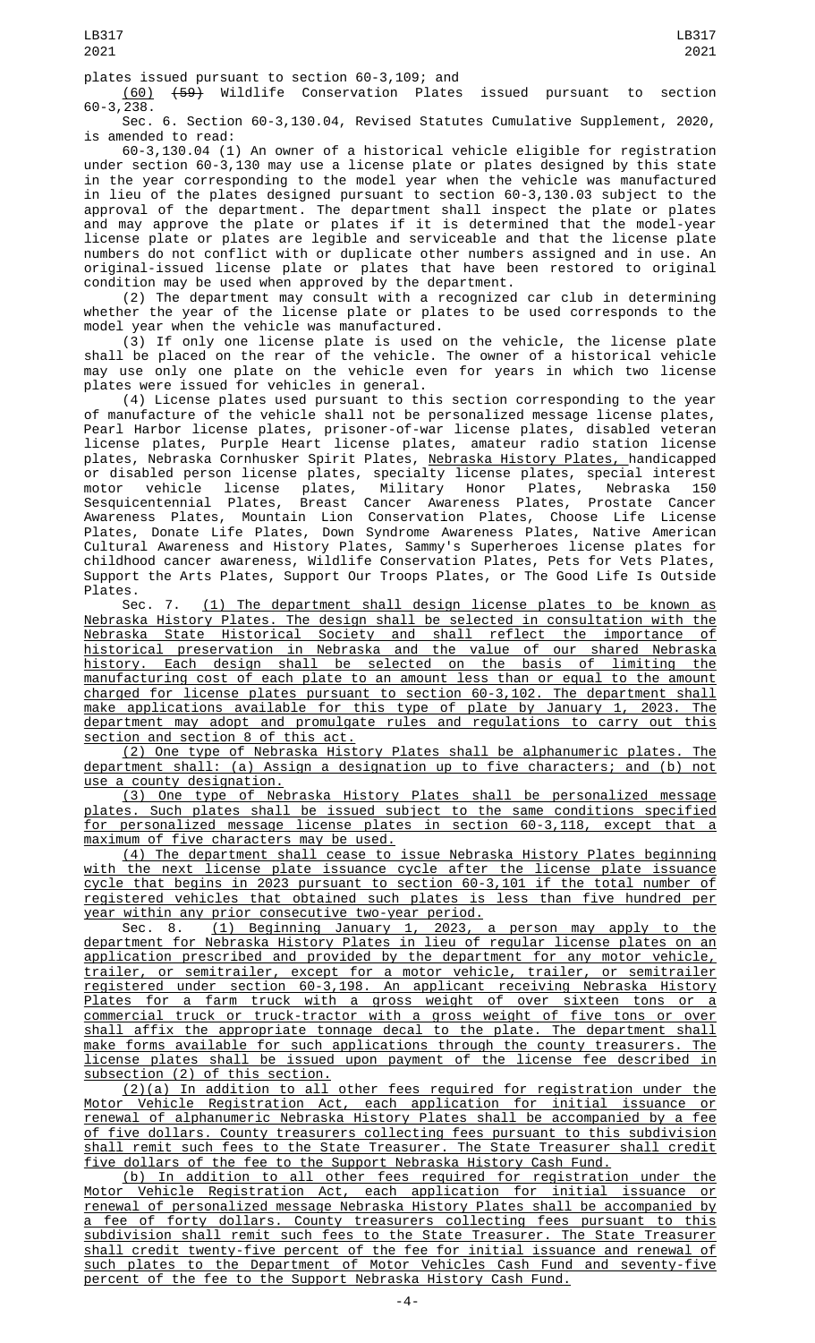plates issued pursuant to section 60-3,109; and

(60) ~~(59)~~ Wildlife Conservation Plates issued pursuant to section 60-3,238.

Sec. 6. Section 60-3,130.04, Revised Statutes Cumulative Supplement, 2020, is amended to read:

60-3,130.04 (1) An owner of a historical vehicle eligible for registration under section 60-3,130 may use a license plate or plates designed by this state in the year corresponding to the model year when the vehicle was manufactured in lieu of the plates designed pursuant to section 60-3,130.03 subject to the approval of the department. The department shall inspect the plate or plates and may approve the plate or plates if it is determined that the model-year license plate or plates are legible and serviceable and that the license plate numbers do not conflict with or duplicate other numbers assigned and in use. An original-issued license plate or plates that have been restored to original condition may be used when approved by the department.

(2) The department may consult with a recognized car club in determining whether the year of the license plate or plates to be used corresponds to the model year when the vehicle was manufactured.

(3) If only one license plate is used on the vehicle, the license plate shall be placed on the rear of the vehicle. The owner of a historical vehicle may use only one plate on the vehicle even for years in which two license plates were issued for vehicles in general.

(4) License plates used pursuant to this section corresponding to the year of manufacture of the vehicle shall not be personalized message license plates, Pearl Harbor license plates, prisoner-of-war license plates, disabled veteran license plates, Purple Heart license plates, amateur radio station license plates, Nebraska Cornhusker Spirit Plates, Nebraska History Plates, handicapped or disabled person license plates, specialty license plates, special interest motor vehicle license plates, Military Honor Plates, Nebraska 150 Sesquicentennial Plates, Breast Cancer Awareness Plates, Prostate Cancer Awareness Plates, Mountain Lion Conservation Plates, Choose Life License Plates, Donate Life Plates, Down Syndrome Awareness Plates, Native American Cultural Awareness and History Plates, Sammy's Superheroes license plates for childhood cancer awareness, Wildlife Conservation Plates, Pets for Vets Plates, Support the Arts Plates, Support Our Troops Plates, or The Good Life Is Outside Plates.

Sec. 7. (1) The department shall design license plates to be known as Nebraska History Plates. The design shall be selected in consultation with the Nebraska State Historical Society and shall reflect the importance of historical preservation in Nebraska and the value of our shared Nebraska history. Each design shall be selected on the basis of limiting the manufacturing cost of each plate to an amount less than or equal to the amount charged for license plates pursuant to section 60-3,102. The department shall make applications available for this type of plate by January 1, 2023. The department may adopt and promulgate rules and regulations to carry out this section and section 8 of this act.

(2) One type of Nebraska History Plates shall be alphanumeric plates. The department shall: (a) Assign a designation up to five characters; and (b) not use a county designation.

(3) One type of Nebraska History Plates shall be personalized message plates. Such plates shall be issued subject to the same conditions specified for personalized message license plates in section 60-3,118, except that a maximum of five characters may be used.

(4) The department shall cease to issue Nebraska History Plates beginning with the next license plate issuance cycle after the license plate issuance cycle that begins in 2023 pursuant to section 60-3,101 if the total number of registered vehicles that obtained such plates is less than five hundred per year within any prior consecutive two-year period.

Sec. 8. (1) Beginning January 1, 2023, a person may apply to the department for Nebraska History Plates in lieu of regular license plates on an application prescribed and provided by the department for any motor vehicle, trailer, or semitrailer, except for a motor vehicle, trailer, or semitrailer registered under section 60-3,198. An applicant receiving Nebraska History Plates for a farm truck with a gross weight of over sixteen tons or a commercial truck or truck-tractor with a gross weight of five tons or over shall affix the appropriate tonnage decal to the plate. The department shall make forms available for such applications through the county treasurers. The license plates shall be issued upon payment of the license fee described in subsection (2) of this section.

(2)(a) In addition to all other fees required for registration under the Motor Vehicle Registration Act, each application for initial issuance or renewal of alphanumeric Nebraska History Plates shall be accompanied by a fee of five dollars. County treasurers collecting fees pursuant to this subdivision shall remit such fees to the State Treasurer. The State Treasurer shall credit five dollars of the fee to the Support Nebraska History Cash Fund.

(b) In addition to all other fees required for registration under the Motor Vehicle Registration Act, each application for initial issuance or renewal of personalized message Nebraska History Plates shall be accompanied by a fee of forty dollars. County treasurers collecting fees pursuant to this subdivision shall remit such fees to the State Treasurer. The State Treasurer shall credit twenty-five percent of the fee for initial issuance and renewal of such plates to the Department of Motor Vehicles Cash Fund and seventy-five percent of the fee to the Support Nebraska History Cash Fund.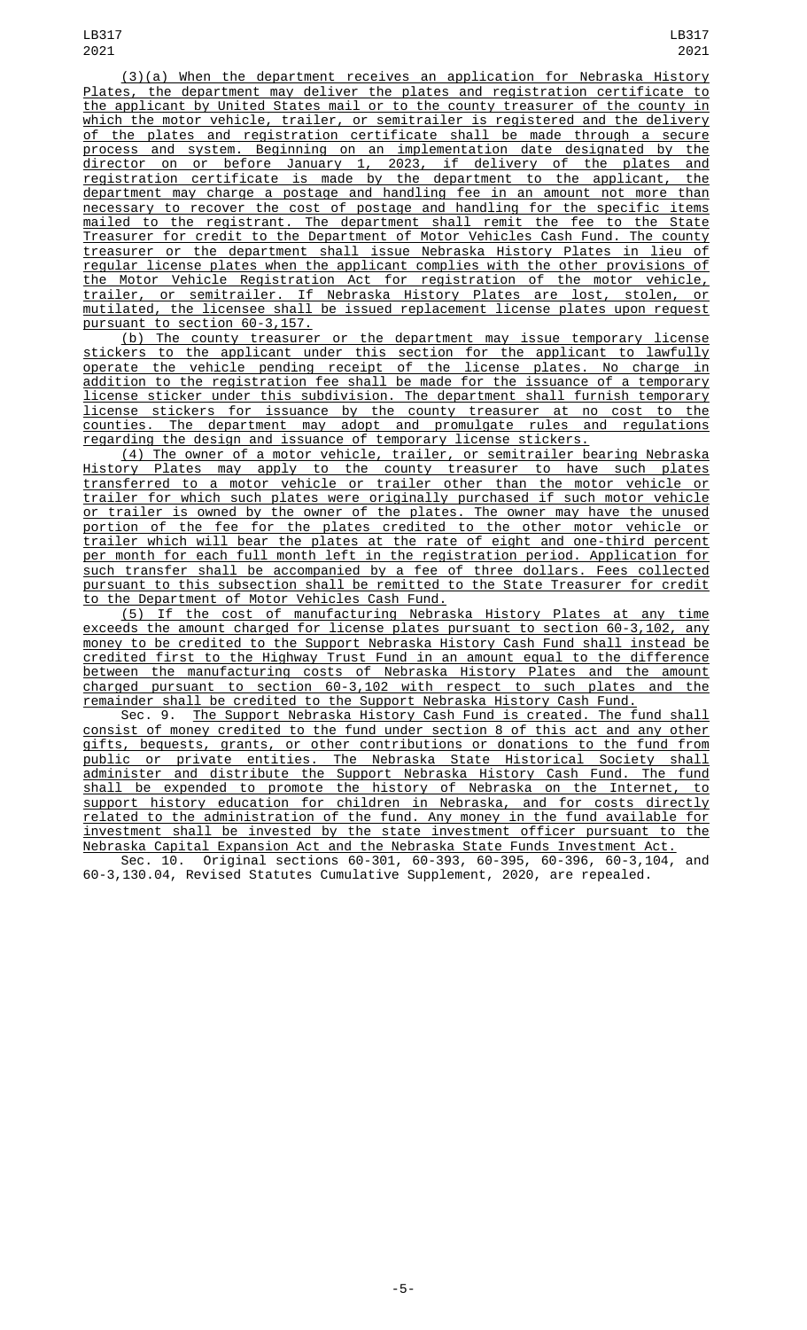(3)(a) When the department receives an application for Nebraska History Plates, the department may deliver the plates and registration certificate to the applicant by United States mail or to the county treasurer of the county in which the motor vehicle, trailer, or semitrailer is registered and the delivery of the plates and registration certificate shall be made through a secure process and system. Beginning on an implementation date designated by the director on or before January 1, 2023, if delivery of the plates and registration certificate is made by the department to the applicant, the department may charge a postage and handling fee in an amount not more than necessary to recover the cost of postage and handling for the specific items mailed to the registrant. The department shall remit the fee to the State Treasurer for credit to the Department of Motor Vehicles Cash Fund. The county treasurer or the department shall issue Nebraska History Plates in lieu of regular license plates when the applicant complies with the other provisions of the Motor Vehicle Registration Act for registration of the motor vehicle, trailer, or semitrailer. If Nebraska History Plates are lost, stolen, or mutilated, the licensee shall be issued replacement license plates upon request pursuant to section 60-3,157.

(b) The county treasurer or the department may issue temporary license stickers to the applicant under this section for the applicant to lawfully operate the vehicle pending receipt of the license plates. No charge in addition to the registration fee shall be made for the issuance of a temporary license sticker under this subdivision. The department shall furnish temporary license stickers for issuance by the county treasurer at no cost to the counties. The department may adopt and promulgate rules and regulations regarding the design and issuance of temporary license stickers.

(4) The owner of a motor vehicle, trailer, or semitrailer bearing Nebraska History Plates may apply to the county treasurer to have such plates transferred to a motor vehicle or trailer other than the motor vehicle or trailer for which such plates were originally purchased if such motor vehicle or trailer is owned by the owner of the plates. The owner may have the unused portion of the fee for the plates credited to the other motor vehicle or trailer which will bear the plates at the rate of eight and one-third percent per month for each full month left in the registration period. Application for such transfer shall be accompanied by a fee of three dollars. Fees collected pursuant to this subsection shall be remitted to the State Treasurer for credit to the Department of Motor Vehicles Cash Fund.

(5) If the cost of manufacturing Nebraska History Plates at any time exceeds the amount charged for license plates pursuant to section 60-3,102, any money to be credited to the Support Nebraska History Cash Fund shall instead be credited first to the Highway Trust Fund in an amount equal to the difference between the manufacturing costs of Nebraska History Plates and the amount charged pursuant to section 60-3,102 with respect to such plates and the remainder shall be credited to the Support Nebraska History Cash Fund.

Sec. 9. The Support Nebraska History Cash Fund is created. The fund shall consist of money credited to the fund under section 8 of this act and any other gifts, bequests, grants, or other contributions or donations to the fund from public or private entities. The Nebraska State Historical Society shall administer and distribute the Support Nebraska History Cash Fund. The fund shall be expended to promote the history of Nebraska on the Internet, to support history education for children in Nebraska, and for costs directly related to the administration of the fund. Any money in the fund available for investment shall be invested by the state investment officer pursuant to the Nebraska Capital Expansion Act and the Nebraska State Funds Investment Act.

Sec. 10. Original sections 60-301, 60-393, 60-395, 60-396, 60-3,104, and 60-3,130.04, Revised Statutes Cumulative Supplement, 2020, are repealed.